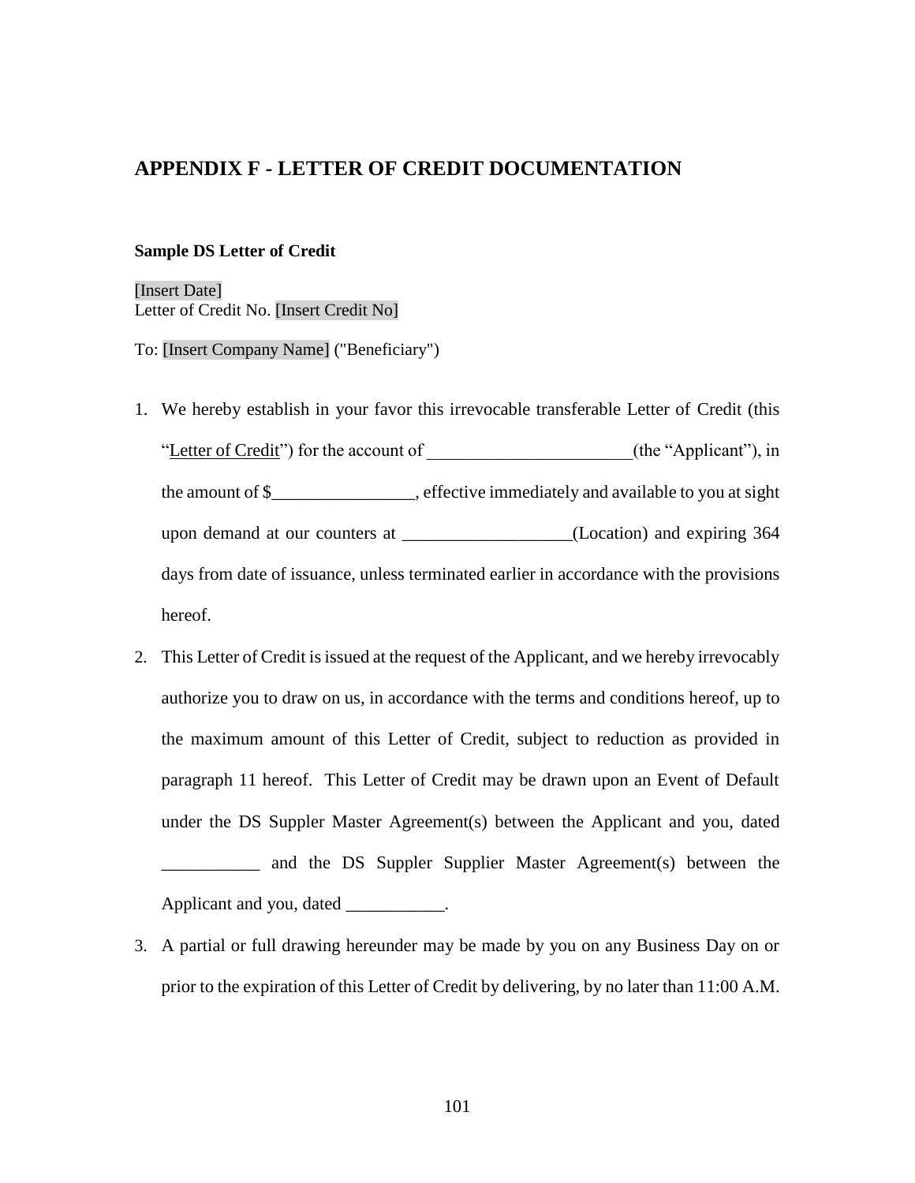# APPENDIX F - LETTER OF CREDIT DOCUMENTATION

**Sample DS Letter of Credit**

[Insert Date]
Letter of Credit No. [Insert Credit No]

To: [Insert Company Name] ("Beneficiary")

1. We hereby establish in your favor this irrevocable transferable Letter of Credit (this "Letter of Credit") for the account of ______________________(the "Applicant"), in the amount of $________________, effective immediately and available to you at sight upon demand at our counters at ___________________(Location) and expiring 364 days from date of issuance, unless terminated earlier in accordance with the provisions hereof.

2. This Letter of Credit is issued at the request of the Applicant, and we hereby irrevocably authorize you to draw on us, in accordance with the terms and conditions hereof, up to the maximum amount of this Letter of Credit, subject to reduction as provided in paragraph 11 hereof. This Letter of Credit may be drawn upon an Event of Default under the DS Suppler Master Agreement(s) between the Applicant and you, dated ___________ and the DS Suppler Supplier Master Agreement(s) between the Applicant and you, dated ___________.

3. A partial or full drawing hereunder may be made by you on any Business Day on or prior to the expiration of this Letter of Credit by delivering, by no later than 11:00 A.M.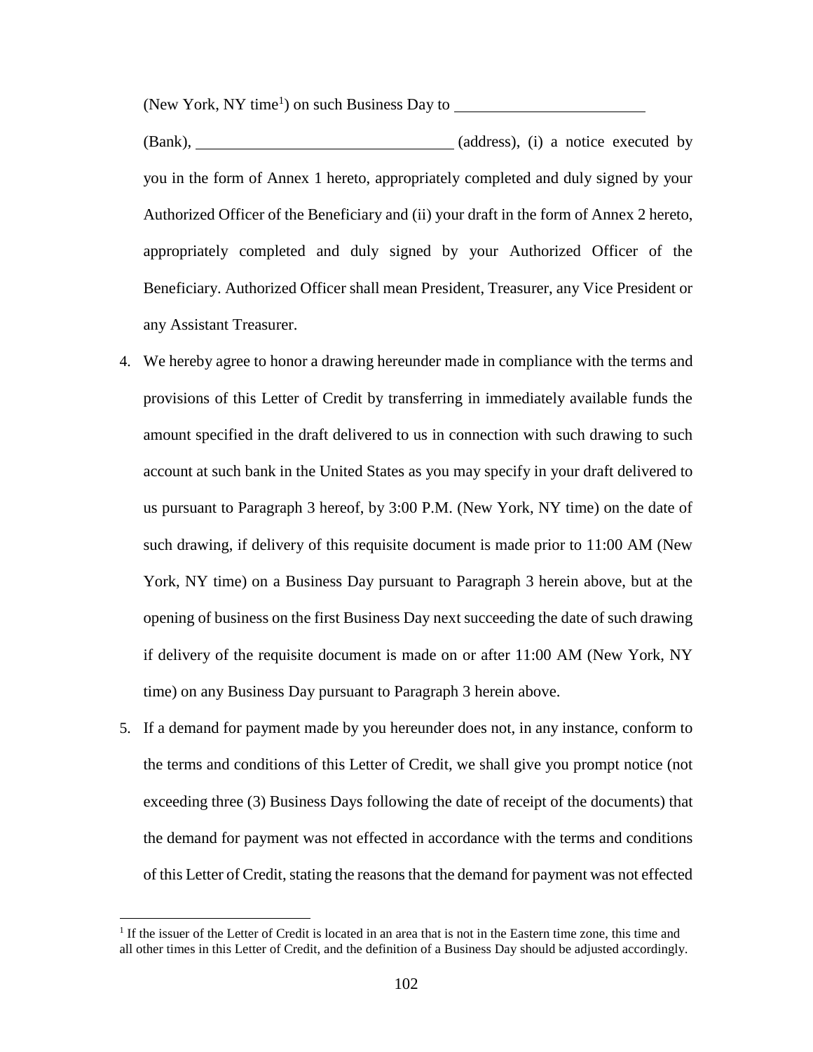(New York, NY time[1]) on such Business Day to \_\_\_\_\_\_\_\_\_\_\_\_\_\_\_\_\_\_\_\_\_\_\_\_ (Bank), \_\_\_\_\_\_\_\_\_\_\_\_\_\_\_\_\_\_\_\_\_\_\_\_\_\_\_\_\_\_\_\_ (address), (i) a notice executed by you in the form of Annex 1 hereto, appropriately completed and duly signed by your Authorized Officer of the Beneficiary and (ii) your draft in the form of Annex 2 hereto, appropriately completed and duly signed by your Authorized Officer of the Beneficiary. Authorized Officer shall mean President, Treasurer, any Vice President or any Assistant Treasurer.

4. We hereby agree to honor a drawing hereunder made in compliance with the terms and provisions of this Letter of Credit by transferring in immediately available funds the amount specified in the draft delivered to us in connection with such drawing to such account at such bank in the United States as you may specify in your draft delivered to us pursuant to Paragraph 3 hereof, by 3:00 P.M. (New York, NY time) on the date of such drawing, if delivery of this requisite document is made prior to 11:00 AM (New York, NY time) on a Business Day pursuant to Paragraph 3 herein above, but at the opening of business on the first Business Day next succeeding the date of such drawing if delivery of the requisite document is made on or after 11:00 AM (New York, NY time) on any Business Day pursuant to Paragraph 3 herein above.

5. If a demand for payment made by you hereunder does not, in any instance, conform to the terms and conditions of this Letter of Credit, we shall give you prompt notice (not exceeding three (3) Business Days following the date of receipt of the documents) that the demand for payment was not effected in accordance with the terms and conditions of this Letter of Credit, stating the reasons that the demand for payment was not effected

[1] If the issuer of the Letter of Credit is located in an area that is not in the Eastern time zone, this time and all other times in this Letter of Credit, and the definition of a Business Day should be adjusted accordingly.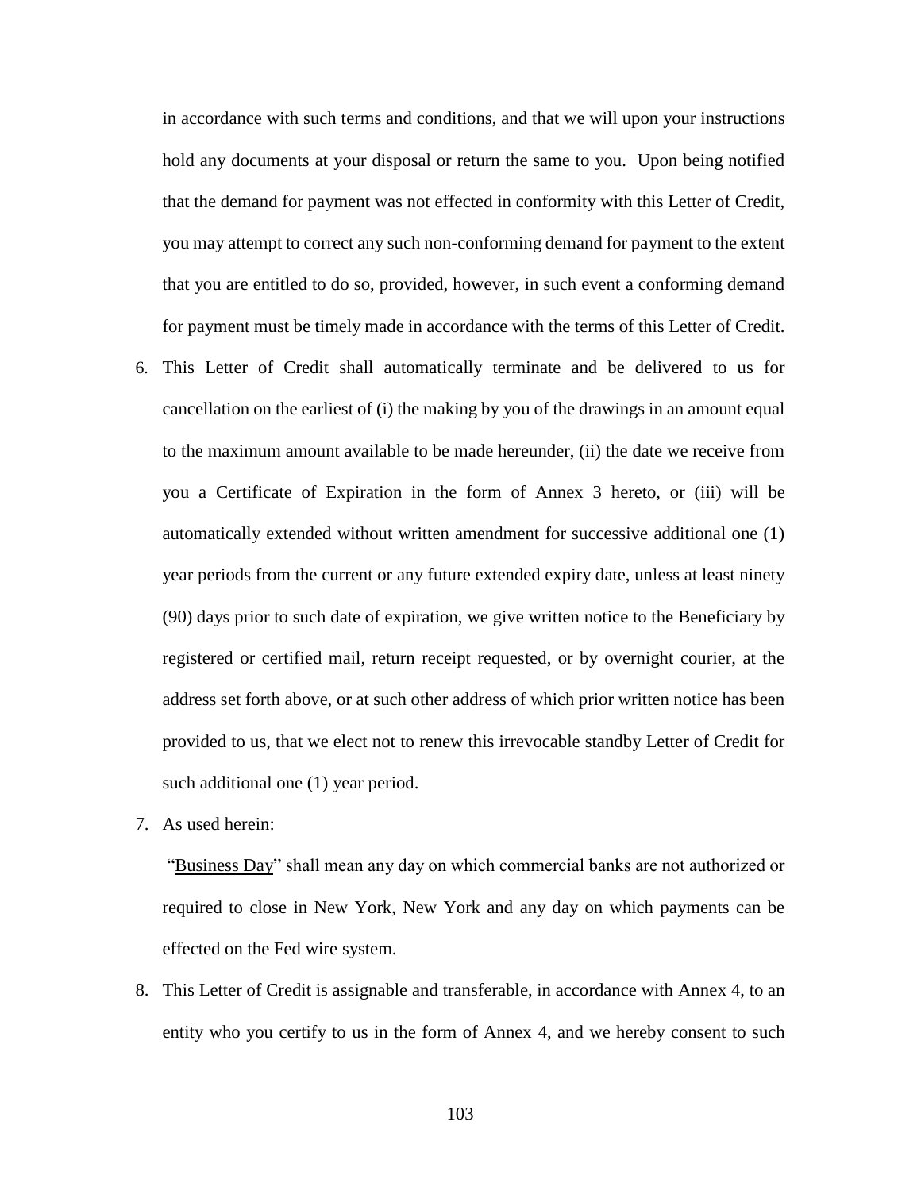in accordance with such terms and conditions, and that we will upon your instructions hold any documents at your disposal or return the same to you. Upon being notified that the demand for payment was not effected in conformity with this Letter of Credit, you may attempt to correct any such non-conforming demand for payment to the extent that you are entitled to do so, provided, however, in such event a conforming demand for payment must be timely made in accordance with the terms of this Letter of Credit.

6. This Letter of Credit shall automatically terminate and be delivered to us for cancellation on the earliest of (i) the making by you of the drawings in an amount equal to the maximum amount available to be made hereunder, (ii) the date we receive from you a Certificate of Expiration in the form of Annex 3 hereto, or (iii) will be automatically extended without written amendment for successive additional one (1) year periods from the current or any future extended expiry date, unless at least ninety (90) days prior to such date of expiration, we give written notice to the Beneficiary by registered or certified mail, return receipt requested, or by overnight courier, at the address set forth above, or at such other address of which prior written notice has been provided to us, that we elect not to renew this irrevocable standby Letter of Credit for such additional one (1) year period.

7. As used herein:

   "Business Day" shall mean any day on which commercial banks are not authorized or required to close in New York, New York and any day on which payments can be effected on the Fed wire system.

8. This Letter of Credit is assignable and transferable, in accordance with Annex 4, to an entity who you certify to us in the form of Annex 4, and we hereby consent to such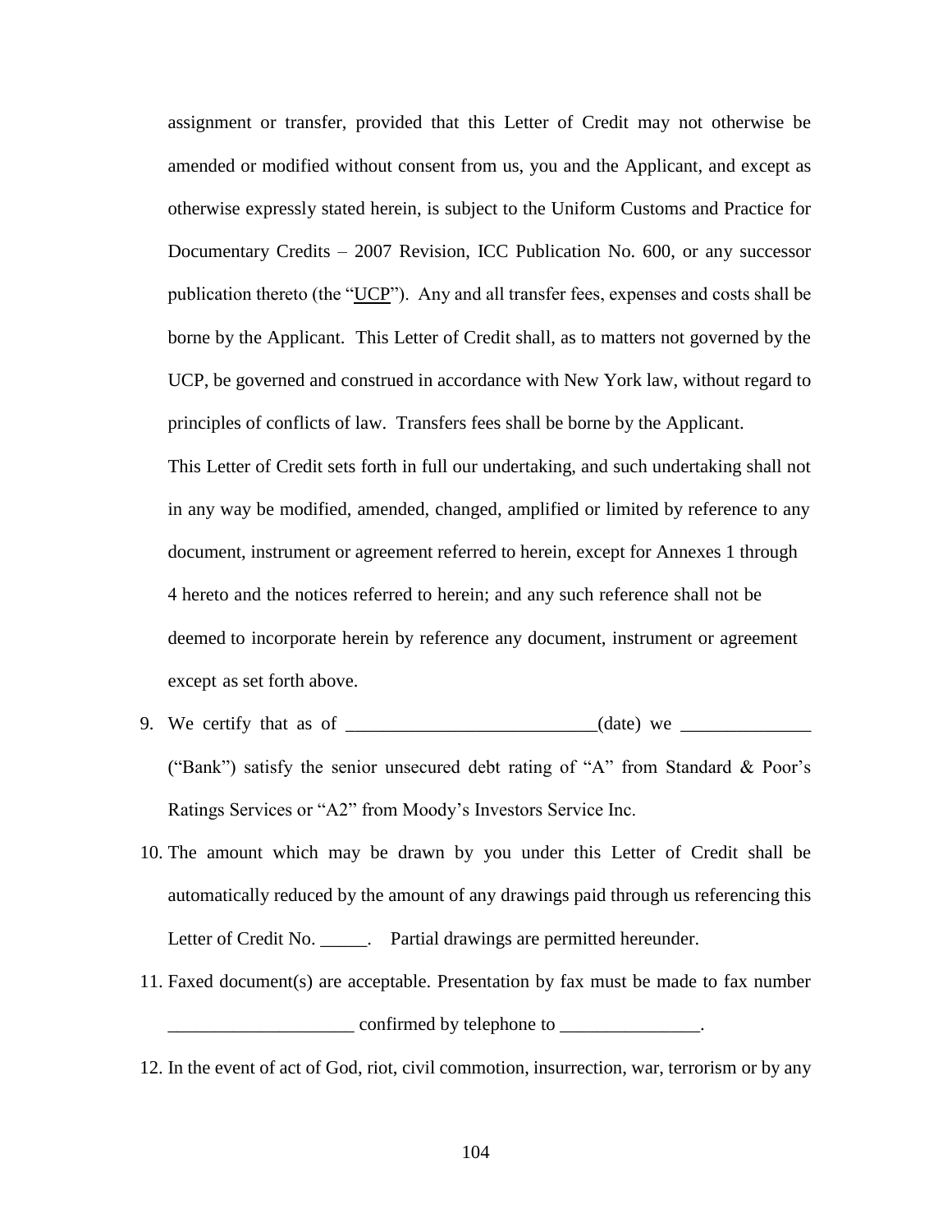assignment or transfer, provided that this Letter of Credit may not otherwise be amended or modified without consent from us, you and the Applicant, and except as otherwise expressly stated herein, is subject to the Uniform Customs and Practice for Documentary Credits – 2007 Revision, ICC Publication No. 600, or any successor publication thereto (the "UCP"). Any and all transfer fees, expenses and costs shall be borne by the Applicant. This Letter of Credit shall, as to matters not governed by the UCP, be governed and construed in accordance with New York law, without regard to principles of conflicts of law. Transfers fees shall be borne by the Applicant.

This Letter of Credit sets forth in full our undertaking, and such undertaking shall not in any way be modified, amended, changed, amplified or limited by reference to any document, instrument or agreement referred to herein, except for Annexes 1 through 4 hereto and the notices referred to herein; and any such reference shall not be deemed to incorporate herein by reference any document, instrument or agreement except as set forth above.

9. We certify that as of ___________________________(date) we ______________ ("Bank") satisfy the senior unsecured debt rating of "A" from Standard & Poor's Ratings Services or "A2" from Moody's Investors Service Inc.

10. The amount which may be drawn by you under this Letter of Credit shall be automatically reduced by the amount of any drawings paid through us referencing this Letter of Credit No. _____. Partial drawings are permitted hereunder.

11. Faxed document(s) are acceptable. Presentation by fax must be made to fax number ____________________ confirmed by telephone to _______________.

12. In the event of act of God, riot, civil commotion, insurrection, war, terrorism or by any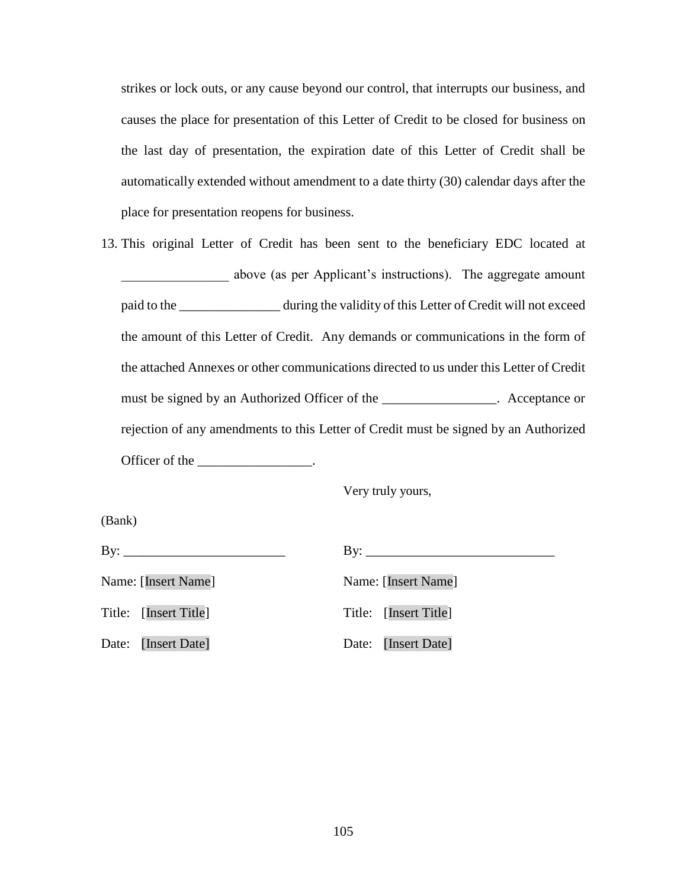strikes or lock outs, or any cause beyond our control, that interrupts our business, and causes the place for presentation of this Letter of Credit to be closed for business on the last day of presentation, the expiration date of this Letter of Credit shall be automatically extended without amendment to a date thirty (30) calendar days after the place for presentation reopens for business.

13. This original Letter of Credit has been sent to the beneficiary EDC located at ________________ above (as per Applicant's instructions). The aggregate amount paid to the _______________ during the validity of this Letter of Credit will not exceed the amount of this Letter of Credit. Any demands or communications in the form of the attached Annexes or other communications directed to us under this Letter of Credit must be signed by an Authorized Officer of the _________________. Acceptance or rejection of any amendments to this Letter of Credit must be signed by an Authorized Officer of the _________________.

Very truly yours,

(Bank)

| | |
|---|---|
| By: ________________________ | By: ____________________________ |
| Name: [Insert Name] | Name: [Insert Name] |
| Title: [Insert Title] | Title: [Insert Title] |
| Date: [Insert Date] | Date: [Insert Date] |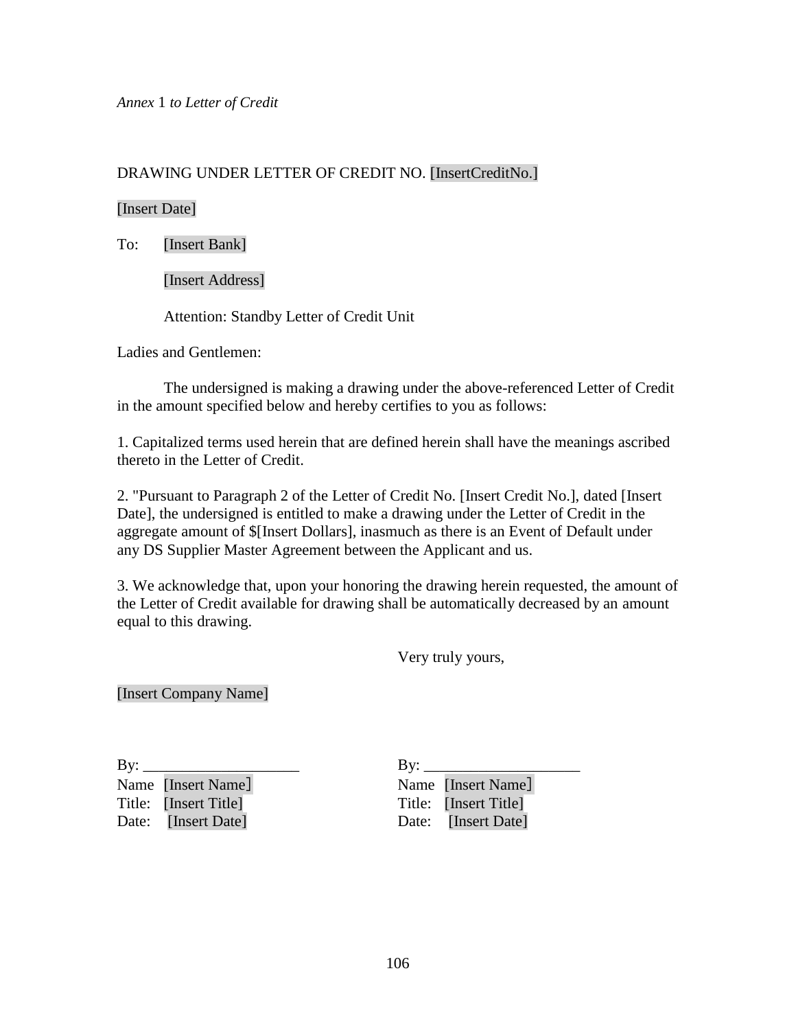*Annex* 1 *to Letter of Credit*

DRAWING UNDER LETTER OF CREDIT NO. [InsertCreditNo.]

[Insert Date]

To: [Insert Bank]

[Insert Address]

Attention: Standby Letter of Credit Unit

Ladies and Gentlemen:

The undersigned is making a drawing under the above-referenced Letter of Credit in the amount specified below and hereby certifies to you as follows:

1. Capitalized terms used herein that are defined herein shall have the meanings ascribed thereto in the Letter of Credit.

2. "Pursuant to Paragraph 2 of the Letter of Credit No. [Insert Credit No.], dated [Insert Date], the undersigned is entitled to make a drawing under the Letter of Credit in the aggregate amount of $[Insert Dollars], inasmuch as there is an Event of Default under any DS Supplier Master Agreement between the Applicant and us.

3. We acknowledge that, upon your honoring the drawing herein requested, the amount of the Letter of Credit available for drawing shall be automatically decreased by an amount equal to this drawing.

Very truly yours,

[Insert Company Name]

By: ____________________
Name [Insert Name]
Title: [Insert Title]
Date: [Insert Date]

By: ____________________
Name [Insert Name]
Title: [Insert Title]
Date: [Insert Date]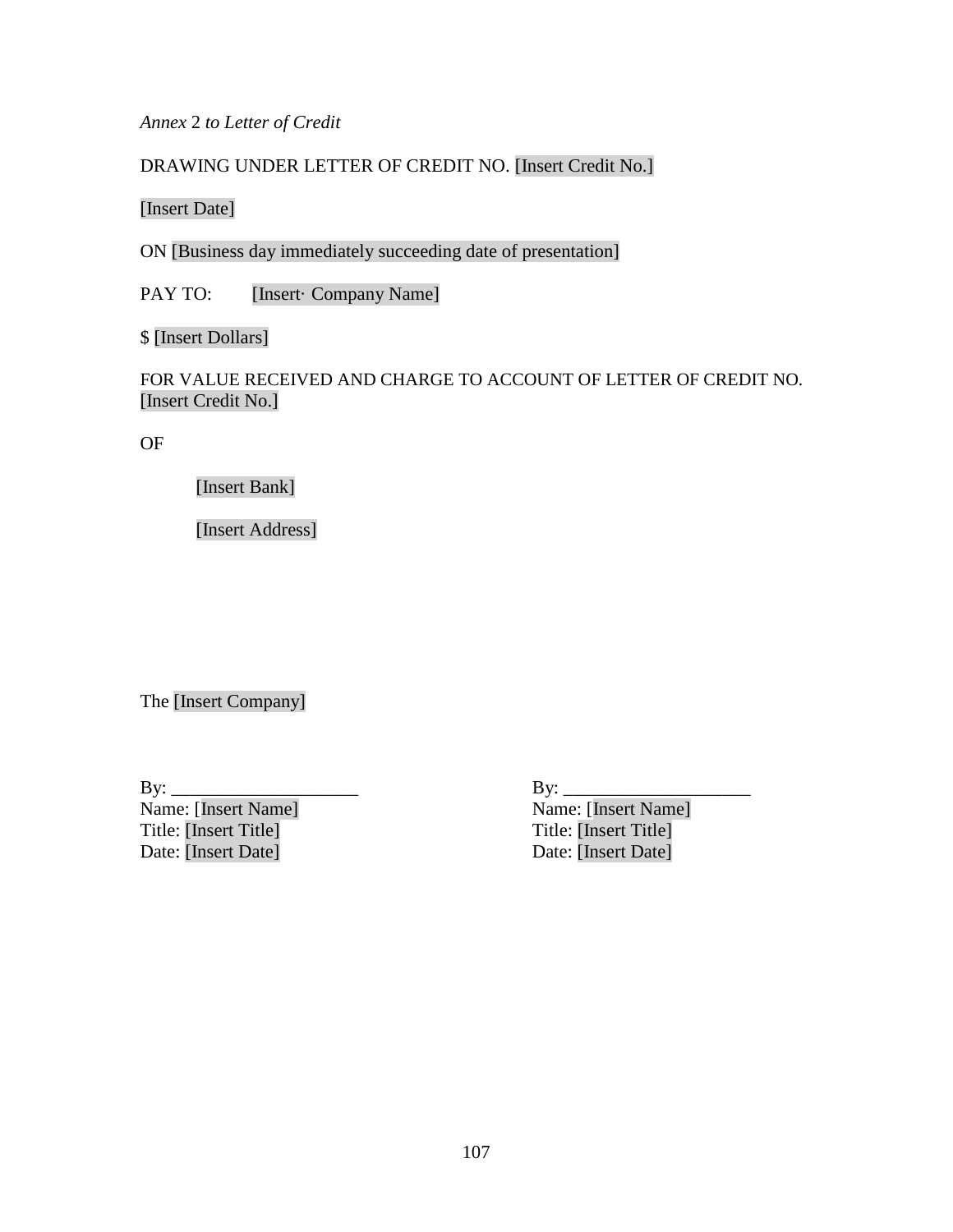*Annex* 2 *to Letter of Credit*

DRAWING UNDER LETTER OF CREDIT NO. [Insert Credit No.]

[Insert Date]

ON [Business day immediately succeeding date of presentation]

PAY TO: [Insert· Company Name]

$ [Insert Dollars]

FOR VALUE RECEIVED AND CHARGE TO ACCOUNT OF LETTER OF CREDIT NO. [Insert Credit No.]

OF

[Insert Bank]

[Insert Address]

The [Insert Company]

By: ____________________
Name: [Insert Name]
Title: [Insert Title]
Date: [Insert Date]

By: ____________________
Name: [Insert Name]
Title: [Insert Title]
Date: [Insert Date]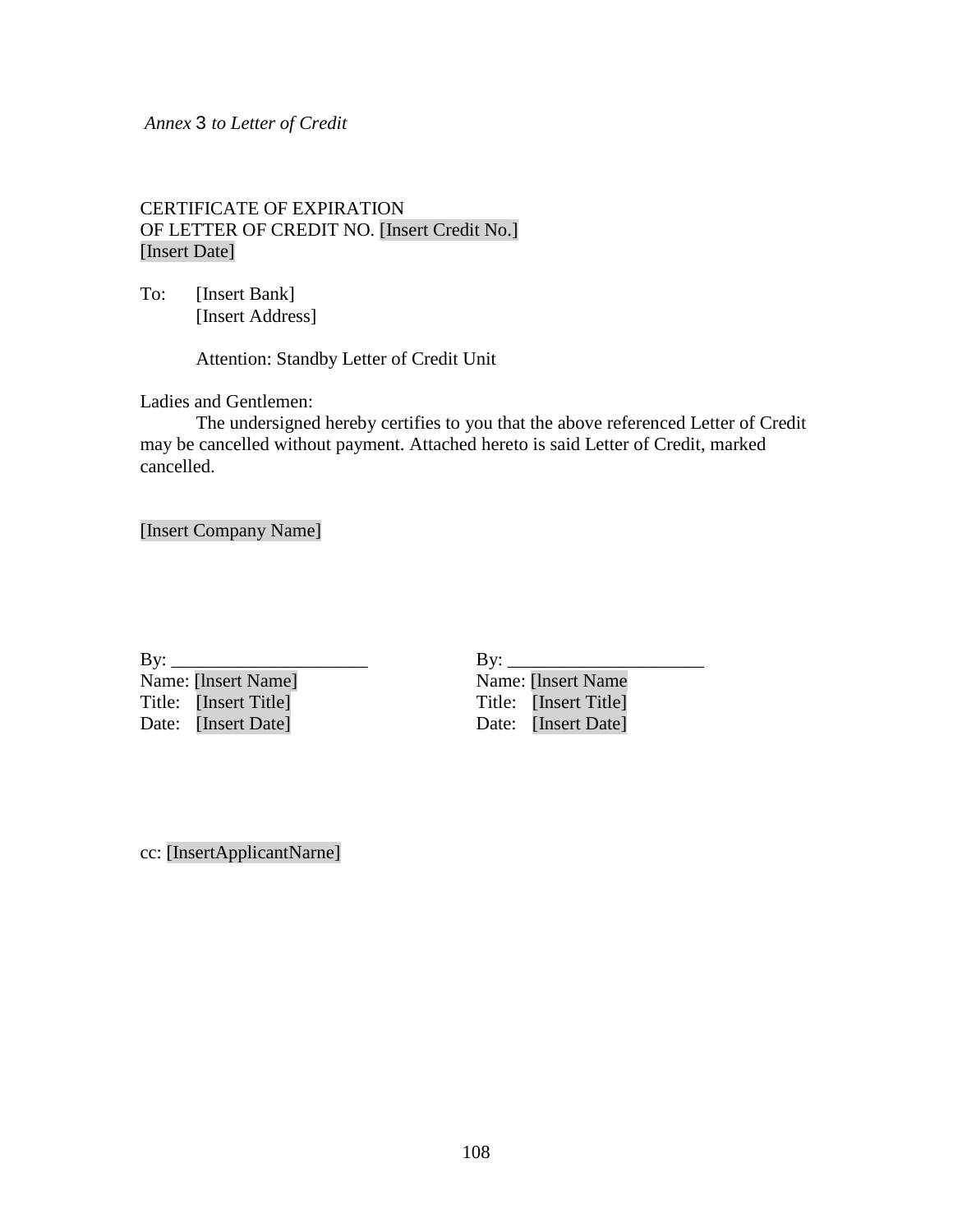*Annex 3 to Letter of Credit*

CERTIFICATE OF EXPIRATION
OF LETTER OF CREDIT NO. [Insert Credit No.]
[Insert Date]

To: [Insert Bank]
[Insert Address]

Attention: Standby Letter of Credit Unit

Ladies and Gentlemen:

The undersigned hereby certifies to you that the above referenced Letter of Credit may be cancelled without payment. Attached hereto is said Letter of Credit, marked cancelled.

[Insert Company Name]

By: _____________________
Name: [Insert Name]
Title: [Insert Title]
Date: [Insert Date]

By: _____________________
Name: [Insert Name
Title: [Insert Title]
Date: [Insert Date]

cc: [InsertApplicantNarne]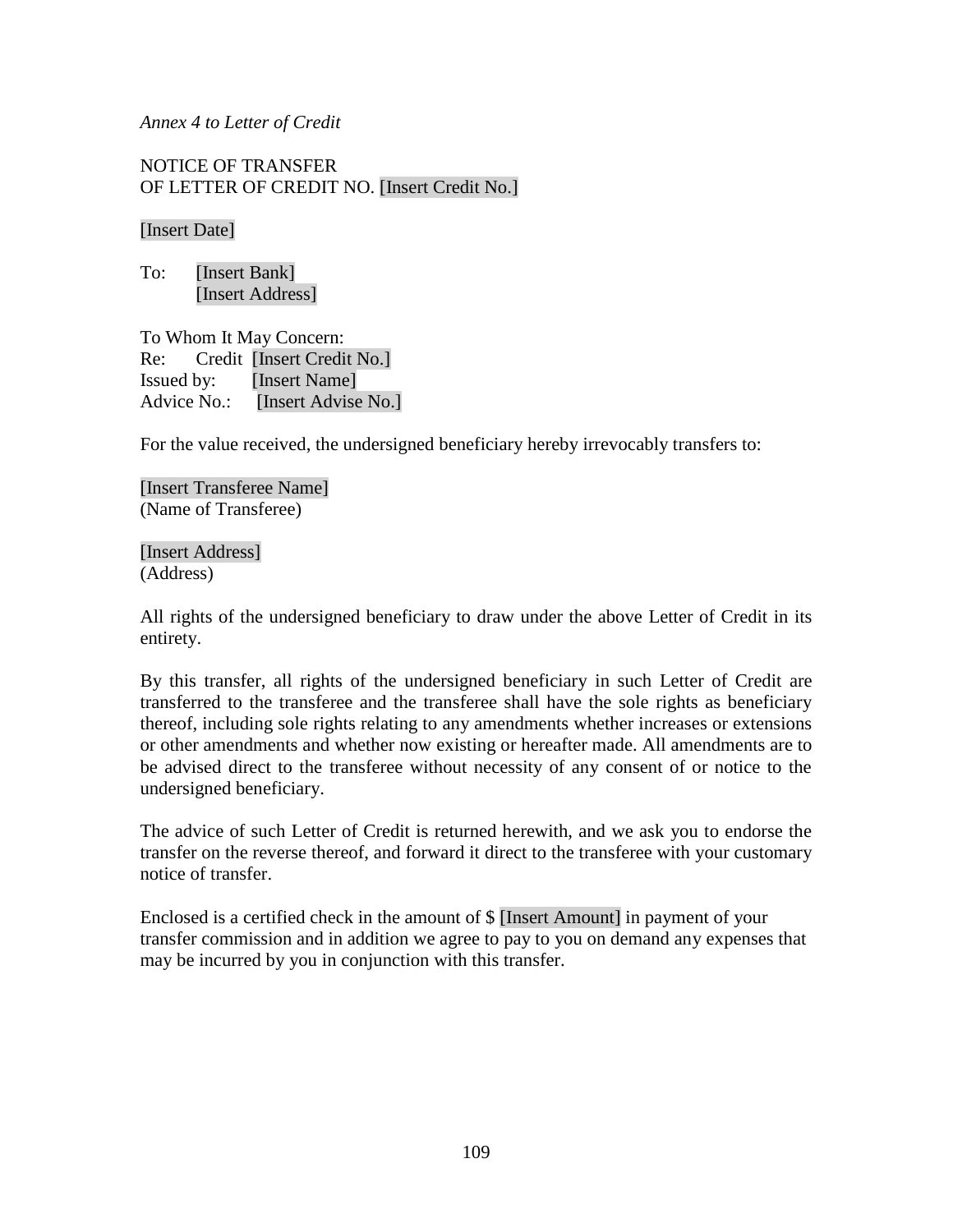*Annex 4 to Letter of Credit*

NOTICE OF TRANSFER
OF LETTER OF CREDIT NO. [Insert Credit No.]

[Insert Date]

To: [Insert Bank]
[Insert Address]

To Whom It May Concern:
Re: Credit [Insert Credit No.]
Issued by: [Insert Name]
Advice No.: [Insert Advise No.]

For the value received, the undersigned beneficiary hereby irrevocably transfers to:

[Insert Transferee Name]
(Name of Transferee)

[Insert Address]
(Address)

All rights of the undersigned beneficiary to draw under the above Letter of Credit in its entirety.

By this transfer, all rights of the undersigned beneficiary in such Letter of Credit are transferred to the transferee and the transferee shall have the sole rights as beneficiary thereof, including sole rights relating to any amendments whether increases or extensions or other amendments and whether now existing or hereafter made. All amendments are to be advised direct to the transferee without necessity of any consent of or notice to the undersigned beneficiary.

The advice of such Letter of Credit is returned herewith, and we ask you to endorse the transfer on the reverse thereof, and forward it direct to the transferee with your customary notice of transfer.

Enclosed is a certified check in the amount of $ [Insert Amount] in payment of your transfer commission and in addition we agree to pay to you on demand any expenses that may be incurred by you in conjunction with this transfer.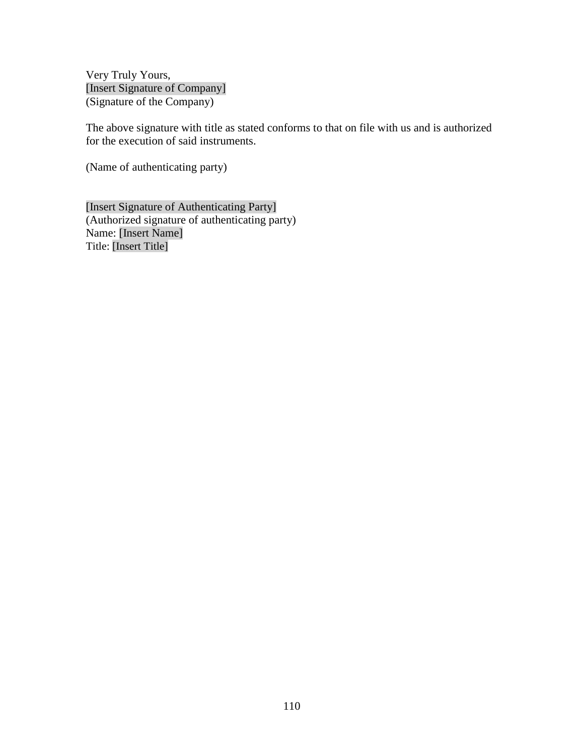Very Truly Yours,
[Insert Signature of Company]
(Signature of the Company)

The above signature with title as stated conforms to that on file with us and is authorized for the execution of said instruments.

(Name of authenticating party)

[Insert Signature of Authenticating Party]
(Authorized signature of authenticating party)
Name: [Insert Name]
Title: [Insert Title]